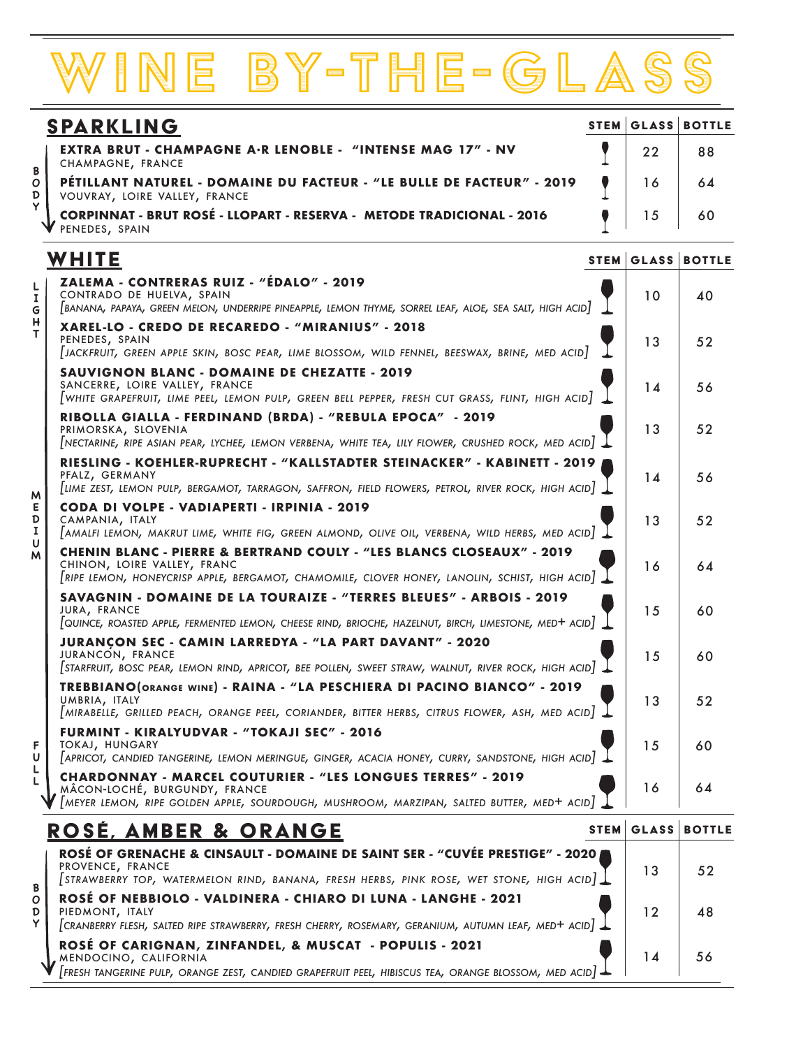# WINE BY-THE-GLASS

## SPARKLING

BODY ↓

| SPARKLING | STEM | GLASS | BOTTLE |
|---|---|---|---|
| **EXTRA BRUT - CHAMPAGNE A·R LENOBLE - "INTENSE MAG 17" - NV**<br>CHAMPAGNE, FRANCE | | 22 | 88 |
| **PÉTILLANT NATUREL - DOMAINE DU FACTEUR - "LE BULLE DE FACTEUR" - 2019**<br>VOUVRAY, LOIRE VALLEY, FRANCE | | 16 | 64 |
| **CORPINNAT - BRUT ROSÉ - LLOPART - RESERVA - METODE TRADICIONAL - 2016**<br>PENEDES, SPAIN | | 15 | 60 |

## WHITE

LIGHT → MEDIUM → FULL

| WHITE | STEM | GLASS | BOTTLE |
|---|---|---|---|
| **ZALEMA - CONTRERAS RUIZ - "ÉDALO" - 2019**<br>CONTRADO DE HUELVA, SPAIN<br>*[BANANA, PAPAYA, GREEN MELON, UNDERRIPE PINEAPPLE, LEMON THYME, SORREL LEAF, ALOE, SEA SALT, HIGH ACID]* | | 10 | 40 |
| **XAREL-LO - CREDO DE RECAREDO - "MIRANIUS" - 2018**<br>PENEDES, SPAIN<br>*[JACKFRUIT, GREEN APPLE SKIN, BOSC PEAR, LIME BLOSSOM, WILD FENNEL, BEESWAX, BRINE, MED ACID]* | | 13 | 52 |
| **SAUVIGNON BLANC - DOMAINE DE CHEZATTE - 2019**<br>SANCERRE, LOIRE VALLEY, FRANCE<br>*[WHITE GRAPEFRUIT, LIME PEEL, LEMON PULP, GREEN BELL PEPPER, FRESH CUT GRASS, FLINT, HIGH ACID]* | | 14 | 56 |
| **RIBOLLA GIALLA - FERDINAND (BRDA) - "REBULA EPOCA" - 2019**<br>PRIMORSKA, SLOVENIA<br>*[NECTARINE, RIPE ASIAN PEAR, LYCHEE, LEMON VERBENA, WHITE TEA, LILY FLOWER, CRUSHED ROCK, MED ACID]* | | 13 | 52 |
| **RIESLING - KOEHLER-RUPRECHT - "KALLSTADTER STEINACKER" - KABINETT - 2019**<br>PFALZ, GERMANY<br>*[LIME ZEST, LEMON PULP, BERGAMOT, TARRAGON, SAFFRON, FIELD FLOWERS, PETROL, RIVER ROCK, HIGH ACID]* | | 14 | 56 |
| **CODA DI VOLPE - VADIAPERTI - IRPINIA - 2019**<br>CAMPANIA, ITALY<br>*[AMALFI LEMON, MAKRUT LIME, WHITE FIG, GREEN ALMOND, OLIVE OIL, VERBENA, WILD HERBS, MED ACID]* | | 13 | 52 |
| **CHENIN BLANC - PIERRE & BERTRAND COULY - "LES BLANCS CLOSEAUX" - 2019**<br>CHINON, LOIRE VALLEY, FRANC<br>*[RIPE LEMON, HONEYCRISP APPLE, BERGAMOT, CHAMOMILE, CLOVER HONEY, LANOLIN, SCHIST, HIGH ACID]* | | 16 | 64 |
| **SAVAGNIN - DOMAINE DE LA TOURAIZE - "TERRES BLEUES" - ARBOIS - 2019**<br>JURA, FRANCE<br>*[QUINCE, ROASTED APPLE, FERMENTED LEMON, CHEESE RIND, BRIOCHE, HAZELNUT, BIRCH, LIMESTONE, MED+ ACID]* | | 15 | 60 |
| **JURANÇON SEC - CAMIN LARREDYA - "LA PART DAVANT" - 2020**<br>JURANÇON, FRANCE<br>*[STARFRUIT, BOSC PEAR, LEMON RIND, APRICOT, BEE POLLEN, SWEET STRAW, WALNUT, RIVER ROCK, HIGH ACID]* | | 15 | 60 |
| **TREBBIANO(ORANGE WINE) - RAINA - "LA PESCHIERA DI PACINO BIANCO" - 2019**<br>UMBRIA, ITALY<br>*[MIRABELLE, GRILLED PEACH, ORANGE PEEL, CORIANDER, BITTER HERBS, CITRUS FLOWER, ASH, MED ACID]* | | 13 | 52 |
| **FURMINT - KIRALYUDVAR - "TOKAJI SEC" - 2016**<br>TOKAJ, HUNGARY<br>*[APRICOT, CANDIED TANGERINE, LEMON MERINGUE, GINGER, ACACIA HONEY, CURRY, SANDSTONE, HIGH ACID]* | | 15 | 60 |
| **CHARDONNAY - MARCEL COUTURIER - "LES LONGUES TERRES" - 2019**<br>MÂCON-LOCHÉ, BURGUNDY, FRANCE<br>*[MEYER LEMON, RIPE GOLDEN APPLE, SOURDOUGH, MUSHROOM, MARZIPAN, SALTED BUTTER, MED+ ACID]* | | 16 | 64 |

## ROSÉ, AMBER & ORANGE

BODY ↓

| ROSÉ, AMBER & ORANGE | STEM | GLASS | BOTTLE |
|---|---|---|---|
| **ROSÉ OF GRENACHE & CINSAULT - DOMAINE DE SAINT SER - "CUVÉE PRESTIGE" - 2020**<br>PROVENCE, FRANCE<br>*[STRAWBERRY TOP, WATERMELON RIND, BANANA, FRESH HERBS, PINK ROSE, WET STONE, HIGH ACID]* | | 13 | 52 |
| **ROSÉ OF NEBBIOLO - VALDINERA - CHIARO DI LUNA - LANGHE - 2021**<br>PIEDMONT, ITALY<br>*[CRANBERRY FLESH, SALTED RIPE STRAWBERRY, FRESH CHERRY, ROSEMARY, GERANIUM, AUTUMN LEAF, MED+ ACID]* | | 12 | 48 |
| **ROSÉ OF CARIGNAN, ZINFANDEL, & MUSCAT - POPULIS - 2021**<br>MENDOCINO, CALIFORNIA<br>*[FRESH TANGERINE PULP, ORANGE ZEST, CANDIED GRAPEFRUIT PEEL, HIBISCUS TEA, ORANGE BLOSSOM, MED ACID]* | | 14 | 56 |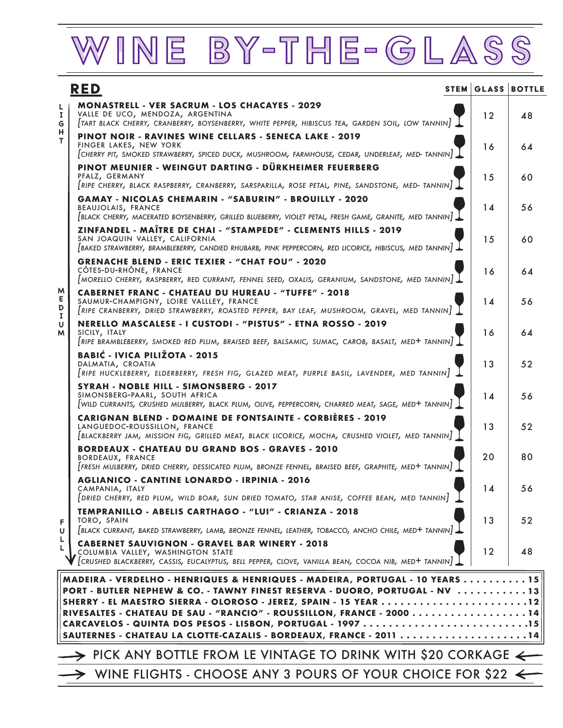# WINE BY-THE-GLASS

## RED

LIGHT → MEDIUM → FULL

| | GLASS | BOTTLE |
|---|---|---|
| **MONASTRELL - VER SACRUM - LOS CHACAYES - 2029**<br>VALLE DE UCO, MENDOZA, ARGENTINA<br>*[TART BLACK CHERRY, CRANBERRY, BOYSENBERRY, WHITE PEPPER, HIBISCUS TEA, GARDEN SOIL, LOW TANNIN]* | 12 | 48 |
| **PINOT NOIR - RAVINES WINE CELLARS - SENECA LAKE - 2019**<br>FINGER LAKES, NEW YORK<br>*[CHERRY PIT, SMOKED STRAWBERRY, SPICED DUCK, MUSHROOM, FARMHOUSE, CEDAR, UNDERLEAF, MED- TANNIN]* | 16 | 64 |
| **PINOT MEUNIER - WEINGUT DARTING - DÜRKHEIMER FEUERBERG**<br>PFALZ, GERMANY<br>*[RIPE CHERRY, BLACK RASPBERRY, CRANBERRY, SARSPARILLA, ROSE PETAL, PINE, SANDSTONE, MED- TANNIN]* | 15 | 60 |
| **GAMAY - NICOLAS CHEMARIN - "SABURIN" - BROUILLY - 2020**<br>BEAUJOLAIS, FRANCE<br>*[BLACK CHERRY, MACERATED BOYSENBERRY, GRILLED BLUEBERRY, VIOLET PETAL, FRESH GAME, GRANITE, MED TANNIN]* | 14 | 56 |
| **ZINFANDEL - MAÎTRE DE CHAI - "STAMPEDE" - CLEMENTS HILLS - 2019**<br>SAN JOAQUIN VALLEY, CALIFORNIA<br>*[BAKED STRAWBERRY, BRAMBLEBERRY, CANDIED RHUBARB, PINK PEPPERCORN, RED LICORICE, HIBISCUS, MED TANNIN]* | 15 | 60 |
| **GRENACHE BLEND - ERIC TEXIER - "CHAT FOU" - 2020**<br>CÔTES-DU-RHÔNE, FRANCE<br>*[MORELLO CHERRY, RASPBERRY, RED CURRANT, FENNEL SEED, OXALIS, GERANIUM, SANDSTONE, MED TANNIN]* | 16 | 64 |
| **CABERNET FRANC - CHATEAU DU HUREAU - "TUFFE" - 2018**<br>SAUMUR-CHAMPIGNY, LOIRE VALLLEY, FRANCE<br>*[RIPE CRANBERRY, DRIED STRAWBERRY, ROASTED PEPPER, BAY LEAF, MUSHROOM, GRAVEL, MED TANNIN]* | 14 | 56 |
| **NERELLO MASCALESE - I CUSTODI - "PISTUS" - ETNA ROSSO - 2019**<br>SICILY, ITALY<br>*[RIPE BRAMBLEBERRY, SMOKED RED PLUM, BRAISED BEEF, BALSAMIC, SUMAC, CAROB, BASALT, MED+ TANNIN]* | 16 | 64 |
| **BABIĆ - IVICA PILIŽOTA - 2015**<br>DALMATIA, CROATIA<br>*[RIPE HUCKLEBERRY, ELDERBERRY, FRESH FIG, GLAZED MEAT, PURPLE BASIL, LAVENDER, MED TANNIN]* | 13 | 52 |
| **SYRAH - NOBLE HILL - SIMONSBERG - 2017**<br>SIMONSBERG-PAARL, SOUTH AFRICA<br>*[WILD CURRANTS, CRUSHED MULBERRY, BLACK PLUM, OLIVE, PEPPERCORN, CHARRED MEAT, SAGE, MED+ TANNIN]* | 14 | 56 |
| **CARIGNAN BLEND - DOMAINE DE FONTSAINTE - CORBIÈRES - 2019**<br>LANGUEDOC-ROUSSILLON, FRANCE<br>*[BLACKBERRY JAM, MISSION FIG, GRILLED MEAT, BLACK LICORICE, MOCHA, CRUSHED VIOLET, MED TANNIN]* | 13 | 52 |
| **BORDEAUX - CHATEAU DU GRAND BOS - GRAVES - 2010**<br>BORDEAUX, FRANCE<br>*[FRESH MULBERRY, DRIED CHERRY, DESSICATED PLUM, BRONZE FENNEL, BRAISED BEEF, GRAPHITE, MED+ TANNIN]* | 20 | 80 |
| **AGLIANICO - CANTINE LONARDO - IRPINIA - 2016**<br>CAMPANIA, ITALY<br>*[DRIED CHERRY, RED PLUM, WILD BOAR, SUN DRIED TOMATO, STAR ANISE, COFFEE BEAN, MED TANNIN]* | 14 | 56 |
| **TEMPRANILLO - ABELIS CARTHAGO - "LUI" - CRIANZA - 2018**<br>TORO, SPAIN<br>*[BLACK CURRANT, BAKED STRAWBERRY, LAMB, BRONZE FENNEL, LEATHER, TOBACCO, ANCHO CHILE, MED+ TANNIN]* | 13 | 52 |
| **CABERNET SAUVIGNON - GRAVEL BAR WINERY - 2018**<br>COLUMBIA VALLEY, WASHINGTON STATE<br>*[CRUSHED BLACKBERRY, CASSIS, EUCALYPTUS, BELL PEPPER, CLOVE, VANILLA BEAN, COCOA NIB, MED+ TANNIN]* | 12 | 48 |

**MADEIRA - VERDELHO - HENRIQUES & HENRIQUES - MADEIRA, PORTUGAL - 10 YEARS . . . . . . . . . . 15**
**PORT - BUTLER NEPHEW & CO. - TAWNY FINEST RESERVA - DUORO, PORTUGAL - NV . . . . . . . . . . . 13**
**SHERRY - EL MAESTRO SIERRA - OLOROSO - JEREZ, SPAIN - 15 YEAR . . . . . . . . . . . . . . . . . . . . . . 12**
**RIVESALTES - CHATEAU DE SAU - "RANCIO" - ROUSSILLON, FRANCE - 2000 . . . . . . . . . . . . . . . . . . 14**
**CARCAVELOS - QUINTA DOS PESOS - LISBON, PORTUGAL - 1997 . . . . . . . . . . . . . . . . . . . . . . . . . . 15**
**SAUTERNES - CHATEAU LA CLOTTE-CAZALIS - BORDEAUX, FRANCE - 2011 . . . . . . . . . . . . . . . . . . . 14**

→ PICK ANY BOTTLE FROM LE VINTAGE TO DRINK WITH $20 CORKAGE ←

→ WINE FLIGHTS - CHOOSE ANY 3 POURS OF YOUR CHOICE FOR $22 ←